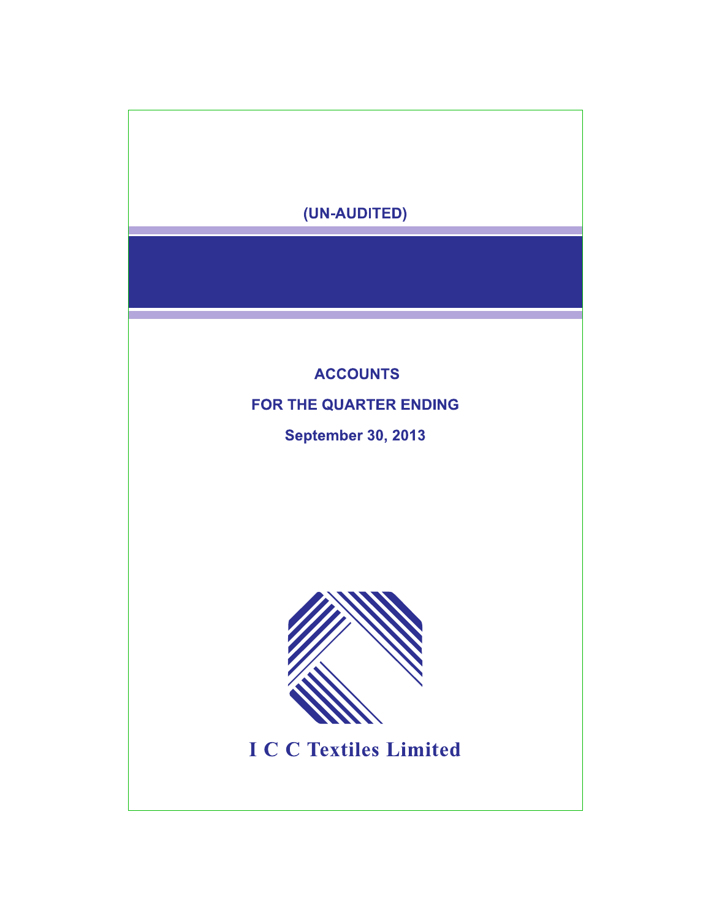(UN-AUDITED)

# ACCOUNTS

## FOR THE QUARTER ENDING

## September 30, 2013

# I C C Textiles Limited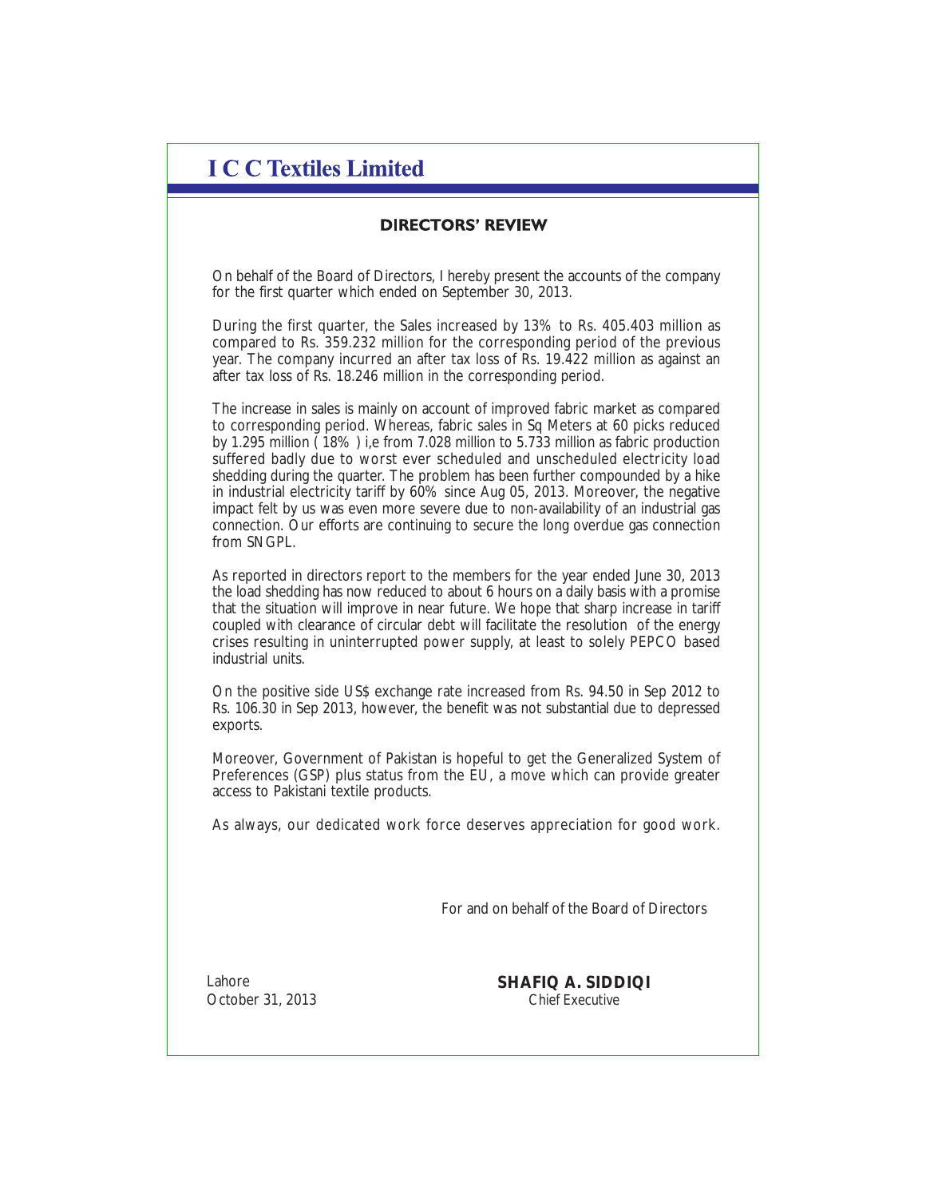# I C C Textiles Limited

## DIRECTORS' REVIEW

On behalf of the Board of Directors, I hereby present the accounts of the company for the first quarter which ended on September 30, 2013.

During the first quarter, the Sales increased by 13% to Rs. 405.403 million as compared to Rs. 359.232 million for the corresponding period of the previous year. The company incurred an after tax loss of Rs. 19.422 million as against an after tax loss of Rs. 18.246 million in the corresponding period.

The increase in sales is mainly on account of improved fabric market as compared to corresponding period. Whereas, fabric sales in Sq Meters at 60 picks reduced by 1.295 million ( 18% ) i,e from 7.028 million to 5.733 million as fabric production suffered badly due to worst ever scheduled and unscheduled electricity load shedding during the quarter. The problem has been further compounded by a hike in industrial electricity tariff by 60% since Aug 05, 2013. Moreover, the negative impact felt by us was even more severe due to non-availability of an industrial gas connection. Our efforts are continuing to secure the long overdue gas connection from SNGPL.

As reported in directors report to the members for the year ended June 30, 2013 the load shedding has now reduced to about 6 hours on a daily basis with a promise that the situation will improve in near future. We hope that sharp increase in tariff coupled with clearance of circular debt will facilitate the resolution of the energy crises resulting in uninterrupted power supply, at least to solely PEPCO based industrial units.

On the positive side US$ exchange rate increased from Rs. 94.50 in Sep 2012 to Rs. 106.30 in Sep 2013, however, the benefit was not substantial due to depressed exports.

Moreover, Government of Pakistan is hopeful to get the Generalized System of Preferences (GSP) plus status from the EU, a move which can provide greater access to Pakistani textile products.

As always, our dedicated work force deserves appreciation for good work.

For and on behalf of the Board of Directors

Lahore
October 31, 2013

**SHAFIQ A. SIDDIQI**
Chief Executive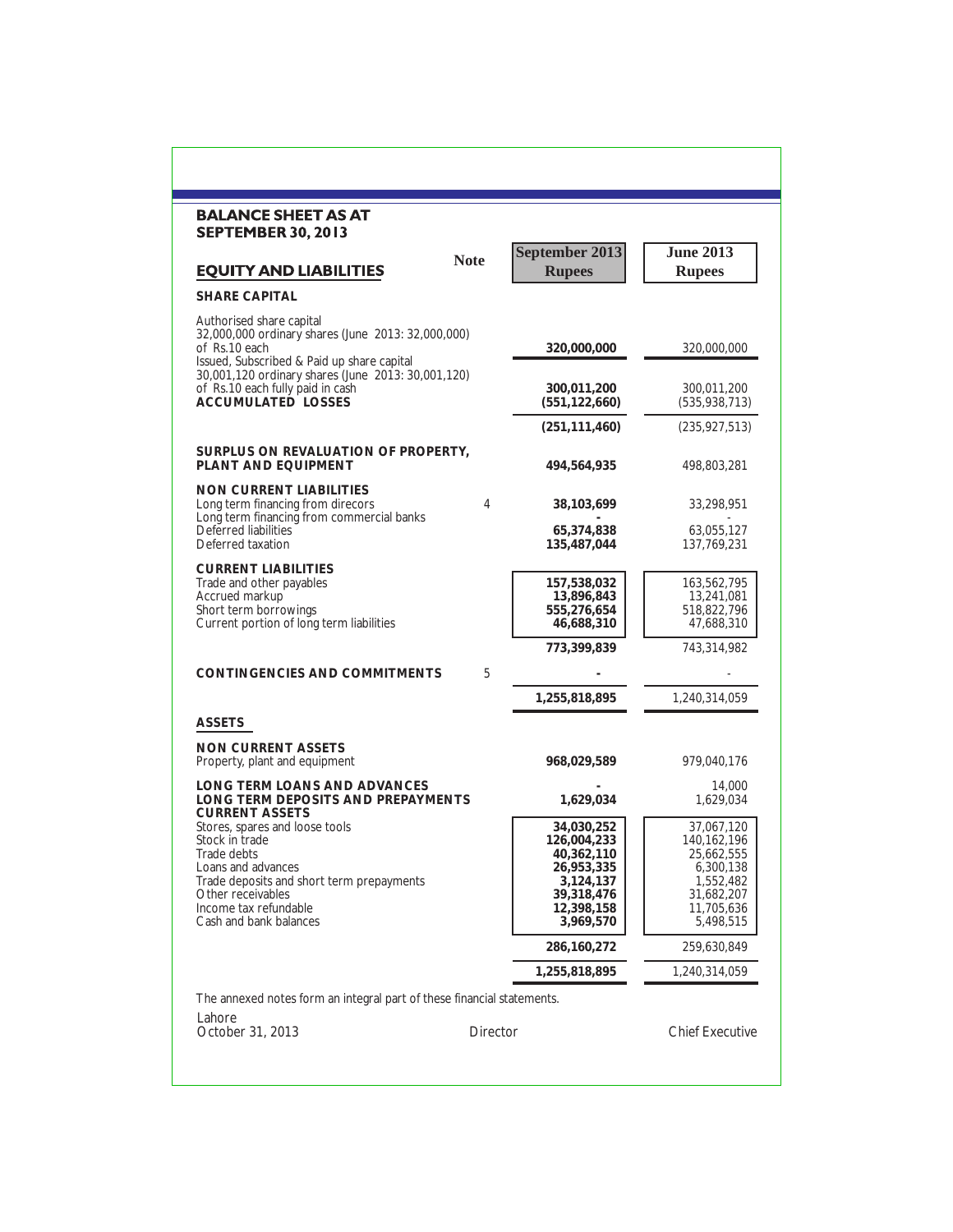## BALANCE SHEET AS AT SEPTEMBER 30, 2013

| EQUITY AND LIABILITIES | Note | September 2013 Rupees | June 2013 Rupees |
|---|---|---|---|
| **SHARE CAPITAL** | | | |
| Authorised share capital<br>32,000,000 ordinary shares (June 2013: 32,000,000) of Rs.10 each | | **320,000,000** | 320,000,000 |
| Issued, Subscribed & Paid up share capital<br>30,001,120 ordinary shares (June 2013: 30,001,120) of Rs.10 each fully paid in cash | | **300,011,200** | 300,011,200 |
| **ACCUMULATED LOSSES** | | **(551,122,660)** | (535,938,713) |
| | | **(251,111,460)** | (235,927,513) |
| **SURPLUS ON REVALUATION OF PROPERTY, PLANT AND EQUIPMENT** | | **494,564,935** | 498,803,281 |
| **NON CURRENT LIABILITIES** | | | |
| Long term financing from direcors | 4 | **38,103,699** | 33,298,951 |
| Long term financing from commercial banks | | **-** | - |
| Deferred liabilities | | **65,374,838** | 63,055,127 |
| Deferred taxation | | **135,487,044** | 137,769,231 |
| **CURRENT LIABILITIES** | | | |
| Trade and other payables | | **157,538,032** | 163,562,795 |
| Accrued markup | | **13,896,843** | 13,241,081 |
| Short term borrowings | | **555,276,654** | 518,822,796 |
| Current portion of long term liabilities | | **46,688,310** | 47,688,310 |
| | | **773,399,839** | 743,314,982 |
| **CONTINGENCIES AND COMMITMENTS** | 5 | **-** | - |
| | | **1,255,818,895** | 1,240,314,059 |
| **ASSETS** | | | |
| **NON CURRENT ASSETS** | | | |
| Property, plant and equipment | | **968,029,589** | 979,040,176 |
| **LONG TERM LOANS AND ADVANCES** | | **-** | 14,000 |
| **LONG TERM DEPOSITS AND PREPAYMENTS** | | **1,629,034** | 1,629,034 |
| **CURRENT ASSETS** | | | |
| Stores, spares and loose tools | | **34,030,252** | 37,067,120 |
| Stock in trade | | **126,004,233** | 140,162,196 |
| Trade debts | | **40,362,110** | 25,662,555 |
| Loans and advances | | **26,953,335** | 6,300,138 |
| Trade deposits and short term prepayments | | **3,124,137** | 1,552,482 |
| Other receivables | | **39,318,476** | 31,682,207 |
| Income tax refundable | | **12,398,158** | 11,705,636 |
| Cash and bank balances | | **3,969,570** | 5,498,515 |
| | | **286,160,272** | 259,630,849 |
| | | **1,255,818,895** | 1,240,314,059 |

The annexed notes form an integral part of these financial statements.

Lahore
October 31, 2013

Director

Chief Executive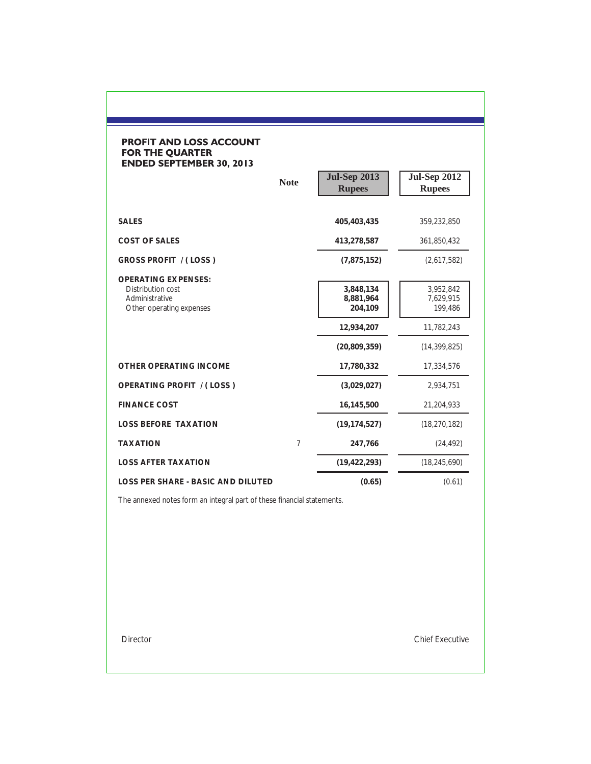## PROFIT AND LOSS ACCOUNT
## FOR THE QUARTER
## ENDED SEPTEMBER 30, 2013

| | Note | Jul-Sep 2013 Rupees | Jul-Sep 2012 Rupees |
|---|---|---|---|
| **SALES** | | **405,403,435** | 359,232,850 |
| **COST OF SALES** | | **413,278,587** | 361,850,432 |
| **GROSS PROFIT / ( LOSS )** | | **(7,875,152)** | (2,617,582) |
| **OPERATING EXPENSES:** | | | |
| Distribution cost | | **3,848,134** | 3,952,842 |
| Administrative | | **8,881,964** | 7,629,915 |
| Other operating expenses | | **204,109** | 199,486 |
| | | **12,934,207** | 11,782,243 |
| | | **(20,809,359)** | (14,399,825) |
| **OTHER OPERATING INCOME** | | **17,780,332** | 17,334,576 |
| **OPERATING PROFIT / ( LOSS )** | | **(3,029,027)** | 2,934,751 |
| **FINANCE COST** | | **16,145,500** | 21,204,933 |
| **LOSS BEFORE TAXATION** | | **(19,174,527)** | (18,270,182) |
| **TAXATION** | 7 | **247,766** | (24,492) |
| **LOSS AFTER TAXATION** | | **(19,422,293)** | (18,245,690) |
| **LOSS PER SHARE - BASIC AND DILUTED** | | **(0.65)** | (0.61) |

The annexed notes form an integral part of these financial statements.

Director

Chief Executive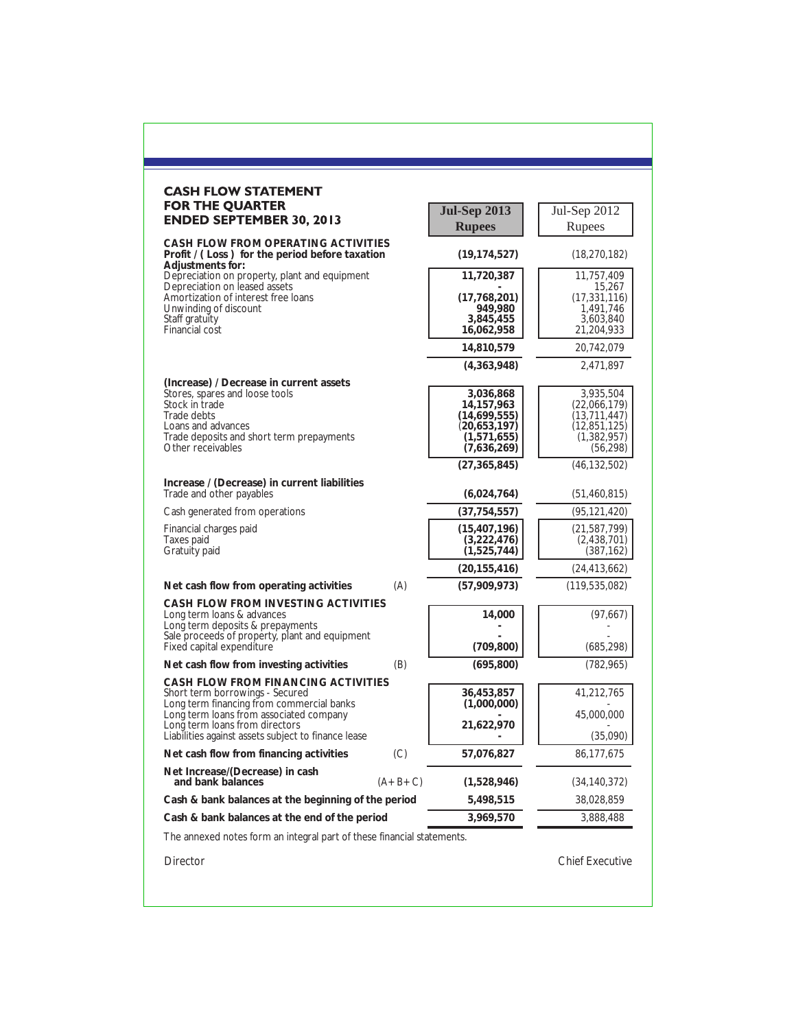## CASH FLOW STATEMENT FOR THE QUARTER ENDED SEPTEMBER 30, 2013

| | | Jul-Sep 2013 Rupees | Jul-Sep 2012 Rupees |
|---|---|---|---|
| **CASH FLOW FROM OPERATING ACTIVITIES** | | | |
| **Profit / ( Loss ) for the period before taxation** | | **(19,174,527)** | (18,270,182) |
| **Adjustments for:** | | | |
| Depreciation on property, plant and equipment | | **11,720,387** | 11,757,409 |
| Depreciation on leased assets | | **-** | 15,267 |
| Amortization of interest free loans | | **(17,768,201)** | (17,331,116) |
| Unwinding of discount | | **949,980** | 1,491,746 |
| Staff gratuity | | **3,845,455** | 3,603,840 |
| Financial cost | | **16,062,958** | 21,204,933 |
| | | **14,810,579** | 20,742,079 |
| | | **(4,363,948)** | 2,471,897 |
| **(Increase) / Decrease in current assets** | | | |
| Stores, spares and loose tools | | **3,036,868** | 3,935,504 |
| Stock in trade | | **14,157,963** | (22,066,179) |
| Trade debts | | **(14,699,555)** | (13,711,447) |
| Loans and advances | | **(20,653,197)** | (12,851,125) |
| Trade deposits and short term prepayments | | **(1,571,655)** | (1,382,957) |
| Other receivables | | **(7,636,269)** | (56,298) |
| | | **(27,365,845)** | (46,132,502) |
| **Increase / (Decrease) in current liabilities** | | | |
| Trade and other payables | | **(6,024,764)** | (51,460,815) |
| Cash generated from operations | | **(37,754,557)** | (95,121,420) |
| Financial charges paid | | **(15,407,196)** | (21,587,799) |
| Taxes paid | | **(3,222,476)** | (2,438,701) |
| Gratuity paid | | **(1,525,744)** | (387,162) |
| | | **(20,155,416)** | (24,413,662) |
| **Net cash flow from operating activities** | (A) | **(57,909,973)** | (119,535,082) |
| **CASH FLOW FROM INVESTING ACTIVITIES** | | | |
| Long term loans & advances | | **14,000** | (97,667) |
| Long term deposits & prepayments | | **-** | - |
| Sale proceeds of property, plant and equipment | | **-** | - |
| Fixed capital expenditure | | **(709,800)** | (685,298) |
| **Net cash flow from investing activities** | (B) | **(695,800)** | (782,965) |
| **CASH FLOW FROM FINANCING ACTIVITIES** | | | |
| Short term borrowings - Secured | | **36,453,857** | 41,212,765 |
| Long term financing from commercial banks | | **(1,000,000)** | - |
| Long term loans from associated company | | **-** | 45,000,000 |
| Long term loans from directors | | **21,622,970** | - |
| Liabilities against assets subject to finance lease | | **-** | (35,090) |
| **Net cash flow from financing activities** | (C) | **57,076,827** | 86,177,675 |
| **Net Increase/(Decrease) in cash and bank balances** | (A+B+C) | **(1,528,946)** | (34,140,372) |
| **Cash & bank balances at the beginning of the period** | | **5,498,515** | 38,028,859 |
| **Cash & bank balances at the end of the period** | | **3,969,570** | 3,888,488 |

The annexed notes form an integral part of these financial statements.

Director | Chief Executive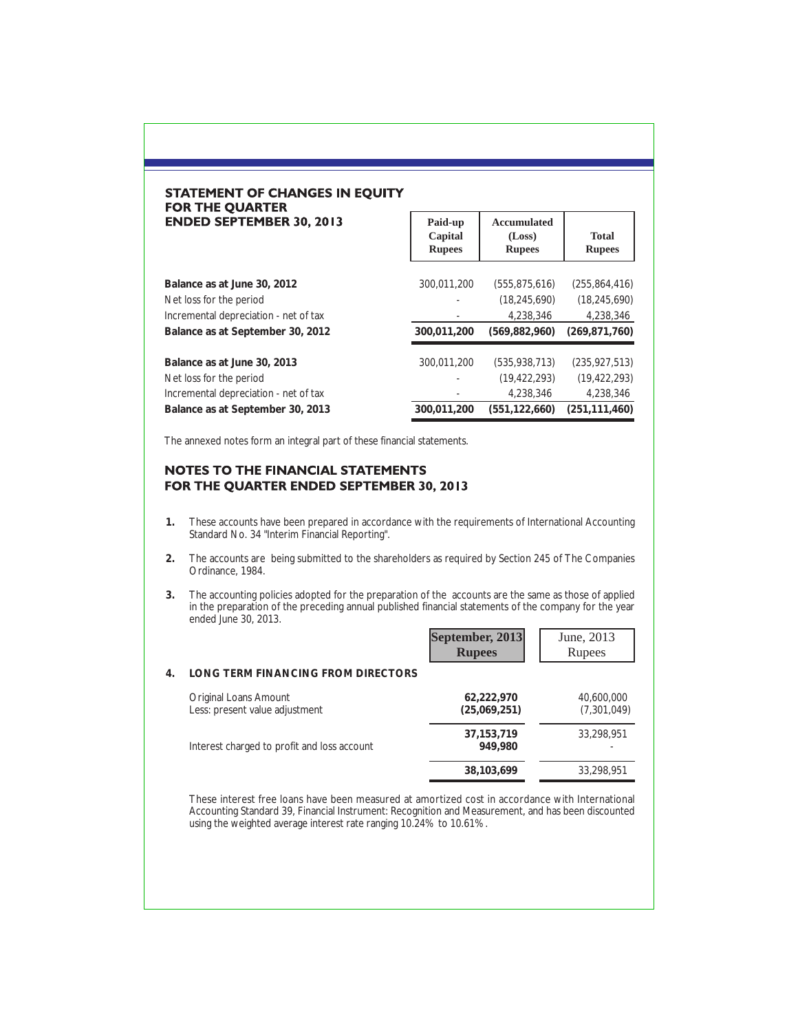## STATEMENT OF CHANGES IN EQUITY FOR THE QUARTER ENDED SEPTEMBER 30, 2013

| | Paid-up Capital Rupees | Accumulated (Loss) Rupees | Total Rupees |
|---|---|---|---|
| **Balance as at June 30, 2012** | 300,011,200 | (555,875,616) | (255,864,416) |
| Net loss for the period | - | (18,245,690) | (18,245,690) |
| Incremental depreciation - net of tax | - | 4,238,346 | 4,238,346 |
| **Balance as at September 30, 2012** | **300,011,200** | **(569,882,960)** | **(269,871,760)** |
| **Balance as at June 30, 2013** | 300,011,200 | (535,938,713) | (235,927,513) |
| Net loss for the period | - | (19,422,293) | (19,422,293) |
| Incremental depreciation - net of tax | - | 4,238,346 | 4,238,346 |
| **Balance as at September 30, 2013** | **300,011,200** | **(551,122,660)** | **(251,111,460)** |

The annexed notes form an integral part of these financial statements.

## NOTES TO THE FINANCIAL STATEMENTS FOR THE QUARTER ENDED SEPTEMBER 30, 2013

**1.** These accounts have been prepared in accordance with the requirements of International Accounting Standard No. 34 "Interim Financial Reporting".

**2.** The accounts are being submitted to the shareholders as required by Section 245 of The Companies Ordinance, 1984.

**3.** The accounting policies adopted for the preparation of the accounts are the same as those of applied in the preparation of the preceding annual published financial statements of the company for the year ended June 30, 2013.

| | September, 2013 Rupees | June, 2013 Rupees |
|---|---|---|
| **4. LONG TERM FINANCING FROM DIRECTORS** | | |
| Original Loans Amount | **62,222,970** | 40,600,000 |
| Less: present value adjustment | **(25,069,251)** | (7,301,049) |
| | **37,153,719** | 33,298,951 |
| Interest charged to profit and loss account | **949,980** | - |
| | **38,103,699** | 33,298,951 |

These interest free loans have been measured at amortized cost in accordance with International Accounting Standard 39, Financial Instrument: Recognition and Measurement, and has been discounted using the weighted average interest rate ranging 10.24% to 10.61%.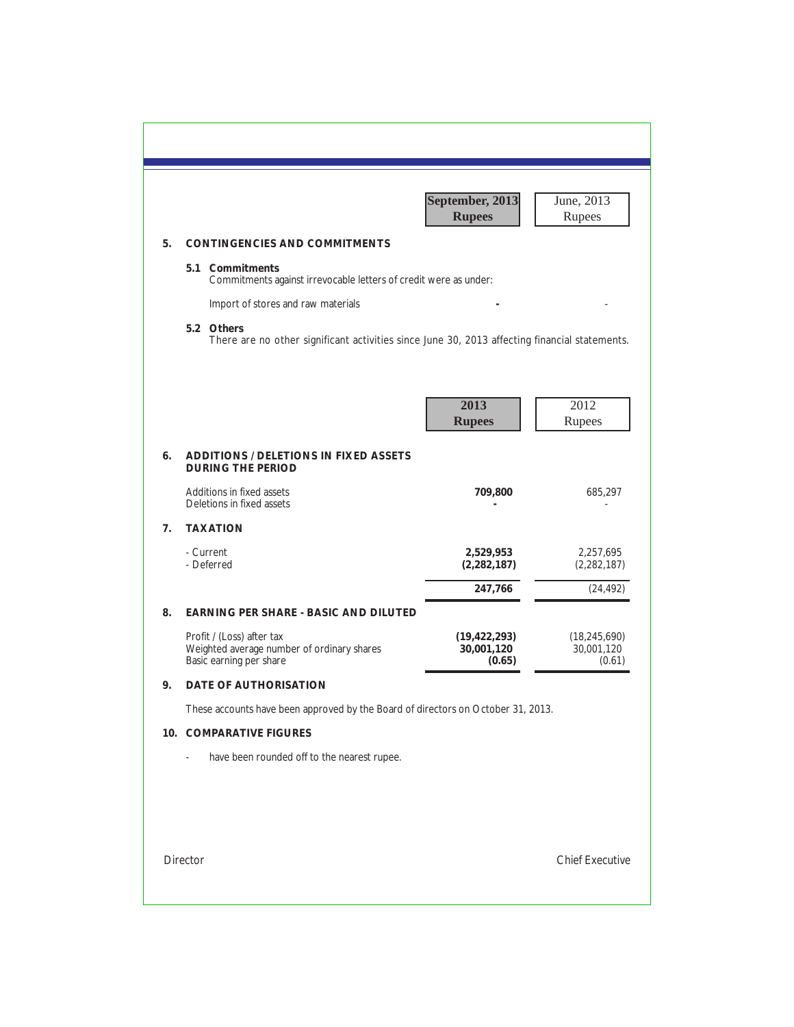| | September, 2013 Rupees | June, 2013 Rupees |
|---|---|---|
| **5. CONTINGENCIES AND COMMITMENTS** | | |
| **5.1 Commitments** | | |
| Commitments against irrevocable letters of credit were as under: | | |
| Import of stores and raw materials | **-** | - |

**5.2 Others**

There are no other significant activities since June 30, 2013 affecting financial statements.

| | 2013 Rupees | 2012 Rupees |
|---|---|---|
| **6. ADDITIONS / DELETIONS IN FIXED ASSETS DURING THE PERIOD** | | |
| Additions in fixed assets | **709,800** | 685,297 |
| Deletions in fixed assets | **-** | - |
| **7. TAXATION** | | |
| - Current | **2,529,953** | 2,257,695 |
| - Deferred | **(2,282,187)** | (2,282,187) |
| | **247,766** | (24,492) |
| **8. EARNING PER SHARE - BASIC AND DILUTED** | | |
| Profit / (Loss) after tax | **(19,422,293)** | (18,245,690) |
| Weighted average number of ordinary shares | **30,001,120** | 30,001,120 |
| Basic earning per share | **(0.65)** | (0.61) |

**9. DATE OF AUTHORISATION**

These accounts have been approved by the Board of directors on October 31, 2013.

**10. COMPARATIVE FIGURES**

- have been rounded off to the nearest rupee.

Director Chief Executive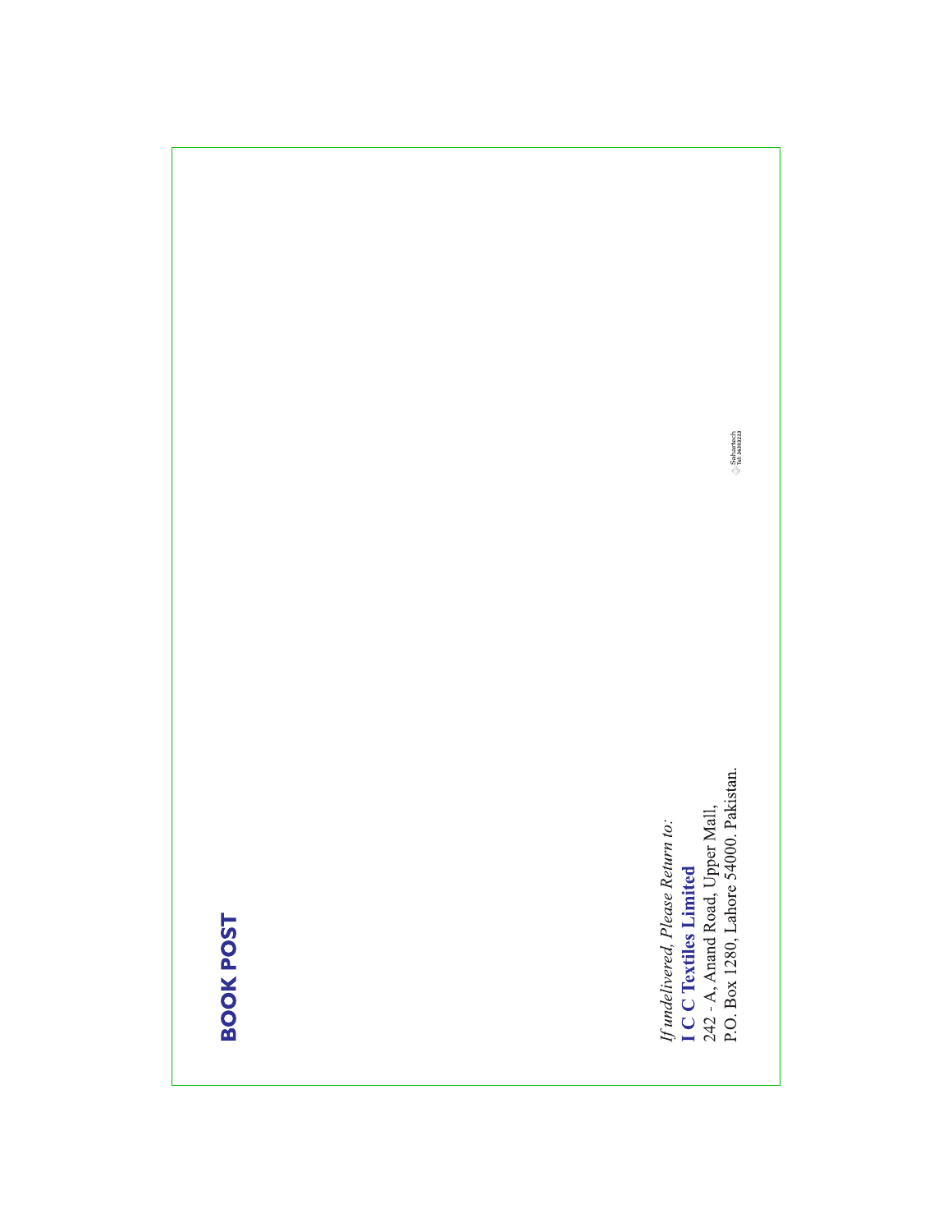**BOOK POST**

*If undelivered, Please Return to:*

**I C C Textiles Limited**

242 - A, Anand Road, Upper Mall,

P.O. Box 1280, Lahore 54000. Pakistan.